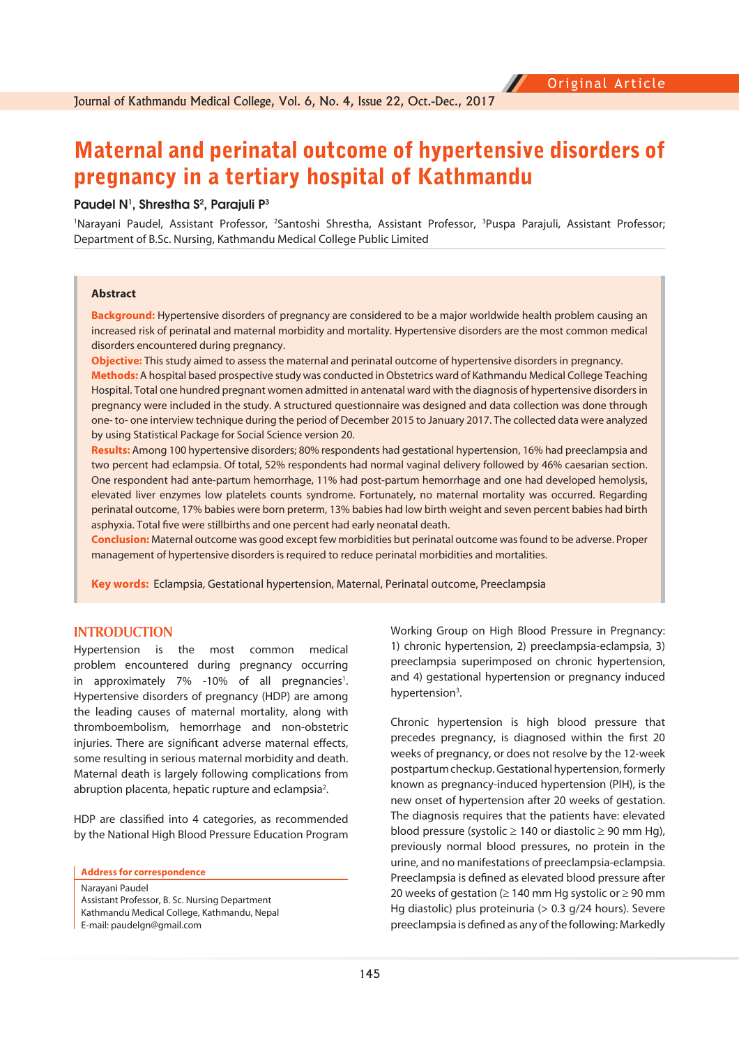Original Article

# Maternal and perinatal outcome of hypertensive disorders of pregnancy in a tertiary hospital of Kathmandu

**Paudel N[1], Shrestha S[2], Parajuli P[3]**

[1]Narayani Paudel, Assistant Professor, [2]Santoshi Shrestha, Assistant Professor, [3]Puspa Parajuli, Assistant Professor; Department of B.Sc. Nursing, Kathmandu Medical College Public Limited

## Abstract

**Background:** Hypertensive disorders of pregnancy are considered to be a major worldwide health problem causing an increased risk of perinatal and maternal morbidity and mortality. Hypertensive disorders are the most common medical disorders encountered during pregnancy.

**Objective:** This study aimed to assess the maternal and perinatal outcome of hypertensive disorders in pregnancy.

**Methods:** A hospital based prospective study was conducted in Obstetrics ward of Kathmandu Medical College Teaching Hospital. Total one hundred pregnant women admitted in antenatal ward with the diagnosis of hypertensive disorders in pregnancy were included in the study. A structured questionnaire was designed and data collection was done through one- to- one interview technique during the period of December 2015 to January 2017. The collected data were analyzed by using Statistical Package for Social Science version 20.

**Results:** Among 100 hypertensive disorders; 80% respondents had gestational hypertension, 16% had preeclampsia and two percent had eclampsia. Of total, 52% respondents had normal vaginal delivery followed by 46% caesarian section. One respondent had ante-partum hemorrhage, 11% had post-partum hemorrhage and one had developed hemolysis, elevated liver enzymes low platelets counts syndrome. Fortunately, no maternal mortality was occurred. Regarding perinatal outcome, 17% babies were born preterm, 13% babies had low birth weight and seven percent babies had birth asphyxia. Total five were stillbirths and one percent had early neonatal death.

**Conclusion:** Maternal outcome was good except few morbidities but perinatal outcome was found to be adverse. Proper management of hypertensive disorders is required to reduce perinatal morbidities and mortalities.

**Key words:** Eclampsia, Gestational hypertension, Maternal, Perinatal outcome, Preeclampsia

## INTRODUCTION

Hypertension is the most common medical problem encountered during pregnancy occurring in approximately 7% -10% of all pregnancies[1]. Hypertensive disorders of pregnancy (HDP) are among the leading causes of maternal mortality, along with thromboembolism, hemorrhage and non-obstetric injuries. There are significant adverse maternal effects, some resulting in serious maternal morbidity and death. Maternal death is largely following complications from abruption placenta, hepatic rupture and eclampsia[2].

HDP are classified into 4 categories, as recommended by the National High Blood Pressure Education Program Working Group on High Blood Pressure in Pregnancy: 1) chronic hypertension, 2) preeclampsia-eclampsia, 3) preeclampsia superimposed on chronic hypertension, and 4) gestational hypertension or pregnancy induced hypertension[3].

Chronic hypertension is high blood pressure that precedes pregnancy, is diagnosed within the first 20 weeks of pregnancy, or does not resolve by the 12-week postpartum checkup. Gestational hypertension, formerly known as pregnancy-induced hypertension (PIH), is the new onset of hypertension after 20 weeks of gestation. The diagnosis requires that the patients have: elevated blood pressure (systolic ≥ 140 or diastolic ≥ 90 mm Hg), previously normal blood pressures, no protein in the urine, and no manifestations of preeclampsia-eclampsia. Preeclampsia is defined as elevated blood pressure after 20 weeks of gestation (≥ 140 mm Hg systolic or ≥ 90 mm Hg diastolic) plus proteinuria (> 0.3 g/24 hours). Severe preeclampsia is defined as any of the following: Markedly

**Address for correspondence**

Narayani Paudel
Assistant Professor, B. Sc. Nursing Department
Kathmandu Medical College, Kathmandu, Nepal
E-mail: paudelgn@gmail.com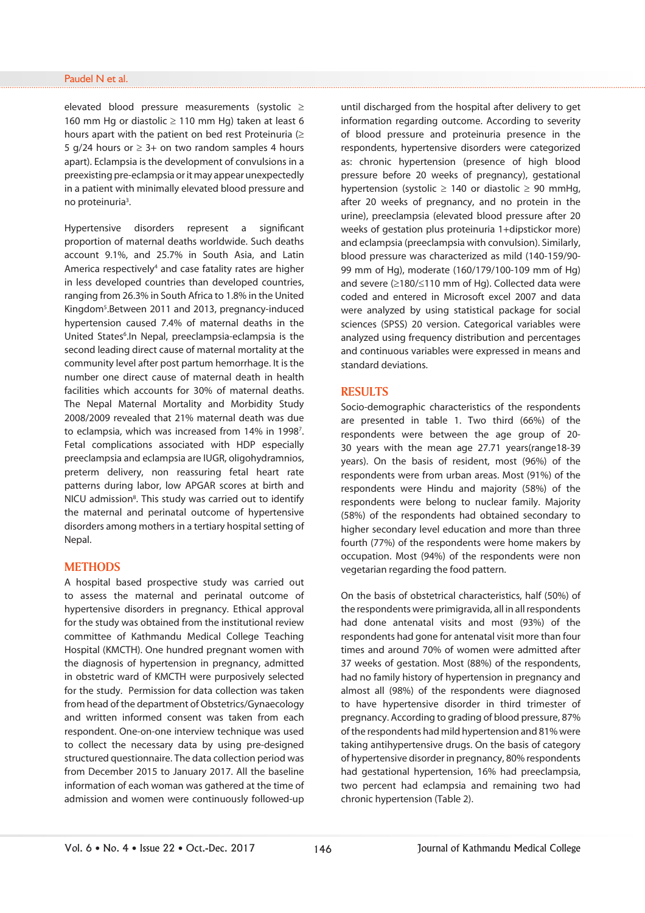elevated blood pressure measurements (systolic ≥ 160 mm Hg or diastolic ≥ 110 mm Hg) taken at least 6 hours apart with the patient on bed rest Proteinuria (≥ 5 g/24 hours or ≥ 3+ on two random samples 4 hours apart). Eclampsia is the development of convulsions in a preexisting pre-eclampsia or it may appear unexpectedly in a patient with minimally elevated blood pressure and no proteinuria[3].

Hypertensive disorders represent a significant proportion of maternal deaths worldwide. Such deaths account 9.1%, and 25.7% in South Asia, and Latin America respectively[4] and case fatality rates are higher in less developed countries than developed countries, ranging from 26.3% in South Africa to 1.8% in the United Kingdom[5].Between 2011 and 2013, pregnancy-induced hypertension caused 7.4% of maternal deaths in the United States[6].In Nepal, preeclampsia-eclampsia is the second leading direct cause of maternal mortality at the community level after post partum hemorrhage. It is the number one direct cause of maternal death in health facilities which accounts for 30% of maternal deaths. The Nepal Maternal Mortality and Morbidity Study 2008/2009 revealed that 21% maternal death was due to eclampsia, which was increased from 14% in 1998[7]. Fetal complications associated with HDP especially preeclampsia and eclampsia are IUGR, oligohydramnios, preterm delivery, non reassuring fetal heart rate patterns during labor, low APGAR scores at birth and NICU admission[8]. This study was carried out to identify the maternal and perinatal outcome of hypertensive disorders among mothers in a tertiary hospital setting of Nepal.

## METHODS

A hospital based prospective study was carried out to assess the maternal and perinatal outcome of hypertensive disorders in pregnancy. Ethical approval for the study was obtained from the institutional review committee of Kathmandu Medical College Teaching Hospital (KMCTH). One hundred pregnant women with the diagnosis of hypertension in pregnancy, admitted in obstetric ward of KMCTH were purposively selected for the study. Permission for data collection was taken from head of the department of Obstetrics/Gynaecology and written informed consent was taken from each respondent. One-on-one interview technique was used to collect the necessary data by using pre-designed structured questionnaire. The data collection period was from December 2015 to January 2017. All the baseline information of each woman was gathered at the time of admission and women were continuously followed-up until discharged from the hospital after delivery to get information regarding outcome. According to severity of blood pressure and proteinuria presence in the respondents, hypertensive disorders were categorized as: chronic hypertension (presence of high blood pressure before 20 weeks of pregnancy), gestational hypertension (systolic ≥ 140 or diastolic ≥ 90 mmHg, after 20 weeks of pregnancy, and no protein in the urine), preeclampsia (elevated blood pressure after 20 weeks of gestation plus proteinuria 1+dipstickor more) and eclampsia (preeclampsia with convulsion). Similarly, blood pressure was characterized as mild (140-159/90-99 mm of Hg), moderate (160/179/100-109 mm of Hg) and severe (≥180/≤110 mm of Hg). Collected data were coded and entered in Microsoft excel 2007 and data were analyzed by using statistical package for social sciences (SPSS) 20 version. Categorical variables were analyzed using frequency distribution and percentages and continuous variables were expressed in means and standard deviations.

## RESULTS

Socio-demographic characteristics of the respondents are presented in table 1. Two third (66%) of the respondents were between the age group of 20-30 years with the mean age 27.71 years(range18-39 years). On the basis of resident, most (96%) of the respondents were from urban areas. Most (91%) of the respondents were Hindu and majority (58%) of the respondents were belong to nuclear family. Majority (58%) of the respondents had obtained secondary to higher secondary level education and more than three fourth (77%) of the respondents were home makers by occupation. Most (94%) of the respondents were non vegetarian regarding the food pattern.

On the basis of obstetrical characteristics, half (50%) of the respondents were primigravida, all in all respondents had done antenatal visits and most (93%) of the respondents had gone for antenatal visit more than four times and around 70% of women were admitted after 37 weeks of gestation. Most (88%) of the respondents, had no family history of hypertension in pregnancy and almost all (98%) of the respondents were diagnosed to have hypertensive disorder in third trimester of pregnancy. According to grading of blood pressure, 87% of the respondents had mild hypertension and 81% were taking antihypertensive drugs. On the basis of category of hypertensive disorder in pregnancy, 80% respondents had gestational hypertension, 16% had preeclampsia, two percent had eclampsia and remaining two had chronic hypertension (Table 2).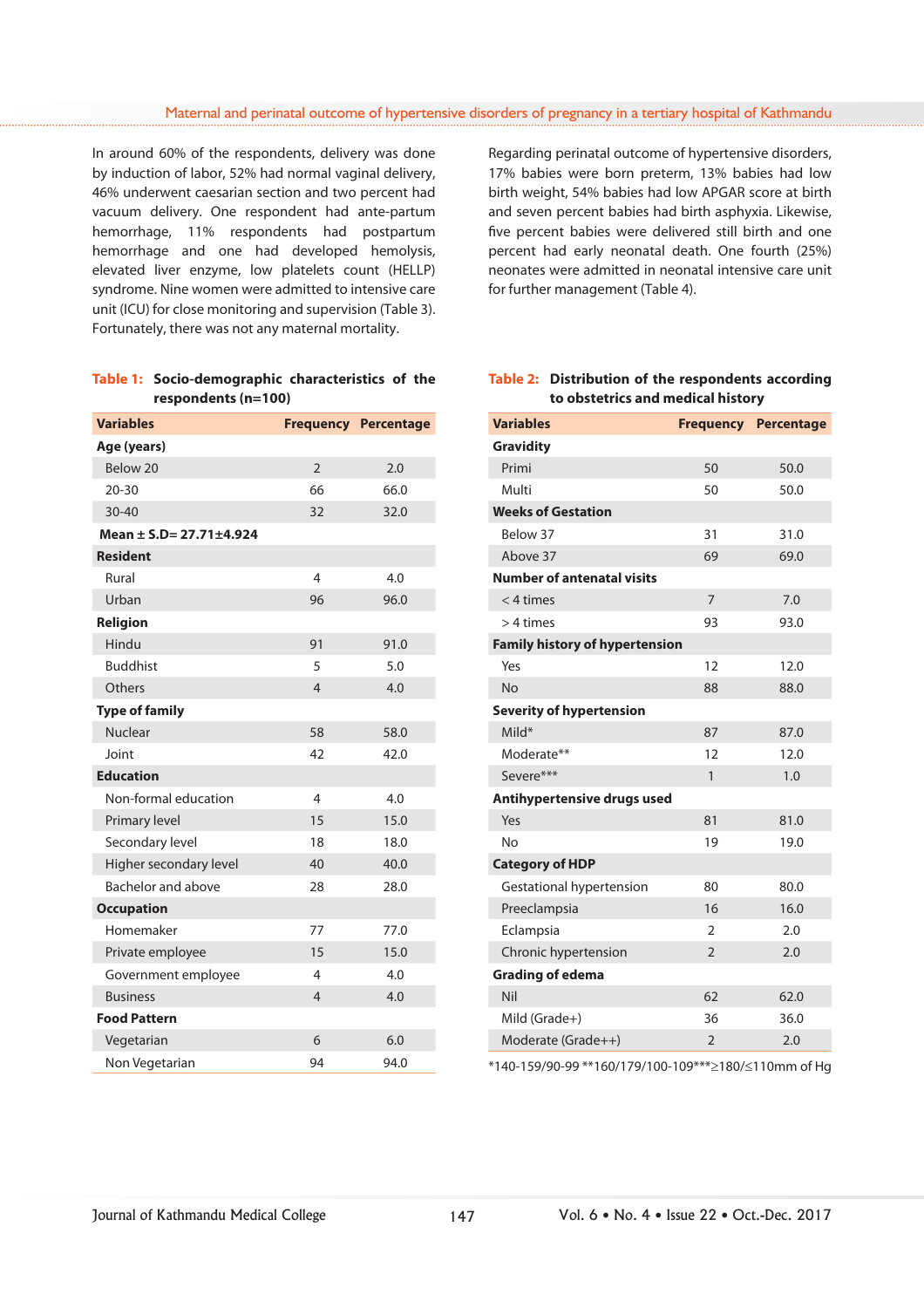In around 60% of the respondents, delivery was done by induction of labor, 52% had normal vaginal delivery, 46% underwent caesarian section and two percent had vacuum delivery. One respondent had ante-partum hemorrhage, 11% respondents had postpartum hemorrhage and one had developed hemolysis, elevated liver enzyme, low platelets count (HELLP) syndrome. Nine women were admitted to intensive care unit (ICU) for close monitoring and supervision (Table 3). Fortunately, there was not any maternal mortality.

Regarding perinatal outcome of hypertensive disorders, 17% babies were born preterm, 13% babies had low birth weight, 54% babies had low APGAR score at birth and seven percent babies had birth asphyxia. Likewise, five percent babies were delivered still birth and one percent had early neonatal death. One fourth (25%) neonates were admitted in neonatal intensive care unit for further management (Table 4).

**Table 1: Socio-demographic characteristics of the respondents (n=100)**

| Variables | Frequency | Percentage |
|---|---|---|
| **Age (years)** | | |
| Below 20 | 2 | 2.0 |
| 20-30 | 66 | 66.0 |
| 30-40 | 32 | 32.0 |
| **Mean ± S.D= 27.71±4.924** | | |
| **Resident** | | |
| Rural | 4 | 4.0 |
| Urban | 96 | 96.0 |
| **Religion** | | |
| Hindu | 91 | 91.0 |
| Buddhist | 5 | 5.0 |
| Others | 4 | 4.0 |
| **Type of family** | | |
| Nuclear | 58 | 58.0 |
| Joint | 42 | 42.0 |
| **Education** | | |
| Non-formal education | 4 | 4.0 |
| Primary level | 15 | 15.0 |
| Secondary level | 18 | 18.0 |
| Higher secondary level | 40 | 40.0 |
| Bachelor and above | 28 | 28.0 |
| **Occupation** | | |
| Homemaker | 77 | 77.0 |
| Private employee | 15 | 15.0 |
| Government employee | 4 | 4.0 |
| Business | 4 | 4.0 |
| **Food Pattern** | | |
| Vegetarian | 6 | 6.0 |
| Non Vegetarian | 94 | 94.0 |

**Table 2: Distribution of the respondents according to obstetrics and medical history**

| Variables | Frequency | Percentage |
|---|---|---|
| **Gravidity** | | |
| Primi | 50 | 50.0 |
| Multi | 50 | 50.0 |
| **Weeks of Gestation** | | |
| Below 37 | 31 | 31.0 |
| Above 37 | 69 | 69.0 |
| **Number of antenatal visits** | | |
| < 4 times | 7 | 7.0 |
| > 4 times | 93 | 93.0 |
| **Family history of hypertension** | | |
| Yes | 12 | 12.0 |
| No | 88 | 88.0 |
| **Severity of hypertension** | | |
| Mild* | 87 | 87.0 |
| Moderate** | 12 | 12.0 |
| Severe*** | 1 | 1.0 |
| **Antihypertensive drugs used** | | |
| Yes | 81 | 81.0 |
| No | 19 | 19.0 |
| **Category of HDP** | | |
| Gestational hypertension | 80 | 80.0 |
| Preeclampsia | 16 | 16.0 |
| Eclampsia | 2 | 2.0 |
| Chronic hypertension | 2 | 2.0 |
| **Grading of edema** | | |
| Nil | 62 | 62.0 |
| Mild (Grade+) | 36 | 36.0 |
| Moderate (Grade++) | 2 | 2.0 |

*140-159/90-99 **160/179/100-109***≥180/≤110mm of Hg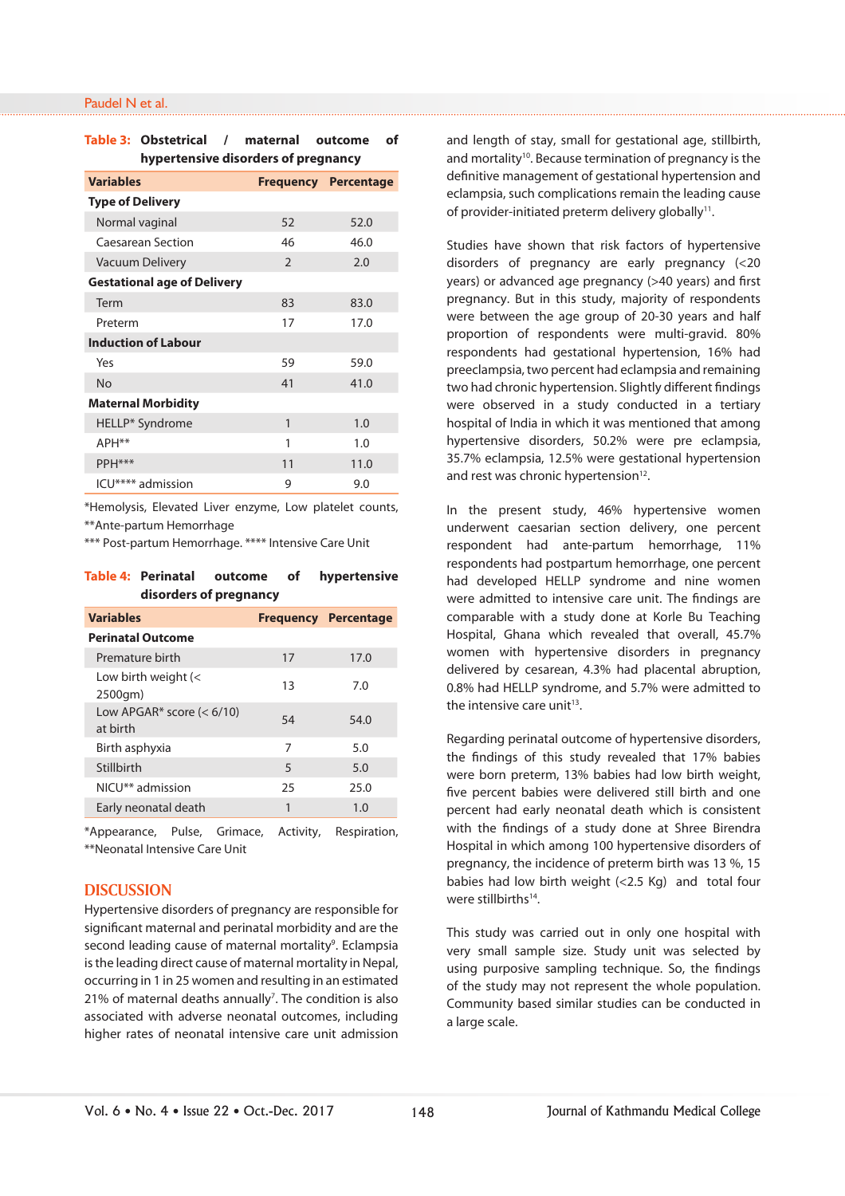**Table 3: Obstetrical / maternal outcome of hypertensive disorders of pregnancy**

| Variables | Frequency | Percentage |
|---|---|---|
| **Type of Delivery** | | |
| Normal vaginal | 52 | 52.0 |
| Caesarean Section | 46 | 46.0 |
| Vacuum Delivery | 2 | 2.0 |
| **Gestational age of Delivery** | | |
| Term | 83 | 83.0 |
| Preterm | 17 | 17.0 |
| **Induction of Labour** | | |
| Yes | 59 | 59.0 |
| No | 41 | 41.0 |
| **Maternal Morbidity** | | |
| HELLP* Syndrome | 1 | 1.0 |
| APH** | 1 | 1.0 |
| PPH*** | 11 | 11.0 |
| ICU**** admission | 9 | 9.0 |

*Hemolysis, Elevated Liver enzyme, Low platelet counts, **Ante-partum Hemorrhage
*** Post-partum Hemorrhage. **** Intensive Care Unit

**Table 4: Perinatal outcome of hypertensive disorders of pregnancy**

| Variables | Frequency | Percentage |
|---|---|---|
| **Perinatal Outcome** | | |
| Premature birth | 17 | 17.0 |
| Low birth weight (< 2500gm) | 13 | 7.0 |
| Low APGAR* score (< 6/10) at birth | 54 | 54.0 |
| Birth asphyxia | 7 | 5.0 |
| Stillbirth | 5 | 5.0 |
| NICU** admission | 25 | 25.0 |
| Early neonatal death | 1 | 1.0 |

*Appearance, Pulse, Grimace, Activity, Respiration, **Neonatal Intensive Care Unit

## DISCUSSION

Hypertensive disorders of pregnancy are responsible for significant maternal and perinatal morbidity and are the second leading cause of maternal mortality[9]. Eclampsia is the leading direct cause of maternal mortality in Nepal, occurring in 1 in 25 women and resulting in an estimated 21% of maternal deaths annually[7]. The condition is also associated with adverse neonatal outcomes, including higher rates of neonatal intensive care unit admission and length of stay, small for gestational age, stillbirth, and mortality[10]. Because termination of pregnancy is the definitive management of gestational hypertension and eclampsia, such complications remain the leading cause of provider-initiated preterm delivery globally[11].

Studies have shown that risk factors of hypertensive disorders of pregnancy are early pregnancy (<20 years) or advanced age pregnancy (>40 years) and first pregnancy. But in this study, majority of respondents were between the age group of 20-30 years and half proportion of respondents were multi-gravid. 80% respondents had gestational hypertension, 16% had preeclampsia, two percent had eclampsia and remaining two had chronic hypertension. Slightly different findings were observed in a study conducted in a tertiary hospital of India in which it was mentioned that among hypertensive disorders, 50.2% were pre eclampsia, 35.7% eclampsia, 12.5% were gestational hypertension and rest was chronic hypertension[12].

In the present study, 46% hypertensive women underwent caesarian section delivery, one percent respondent had ante-partum hemorrhage, 11% respondents had postpartum hemorrhage, one percent had developed HELLP syndrome and nine women were admitted to intensive care unit. The findings are comparable with a study done at Korle Bu Teaching Hospital, Ghana which revealed that overall, 45.7% women with hypertensive disorders in pregnancy delivered by cesarean, 4.3% had placental abruption, 0.8% had HELLP syndrome, and 5.7% were admitted to the intensive care unit[13].

Regarding perinatal outcome of hypertensive disorders, the findings of this study revealed that 17% babies were born preterm, 13% babies had low birth weight, five percent babies were delivered still birth and one percent had early neonatal death which is consistent with the findings of a study done at Shree Birendra Hospital in which among 100 hypertensive disorders of pregnancy, the incidence of preterm birth was 13 %, 15 babies had low birth weight (<2.5 Kg) and total four were stillbirths[14].

This study was carried out in only one hospital with very small sample size. Study unit was selected by using purposive sampling technique. So, the findings of the study may not represent the whole population. Community based similar studies can be conducted in a large scale.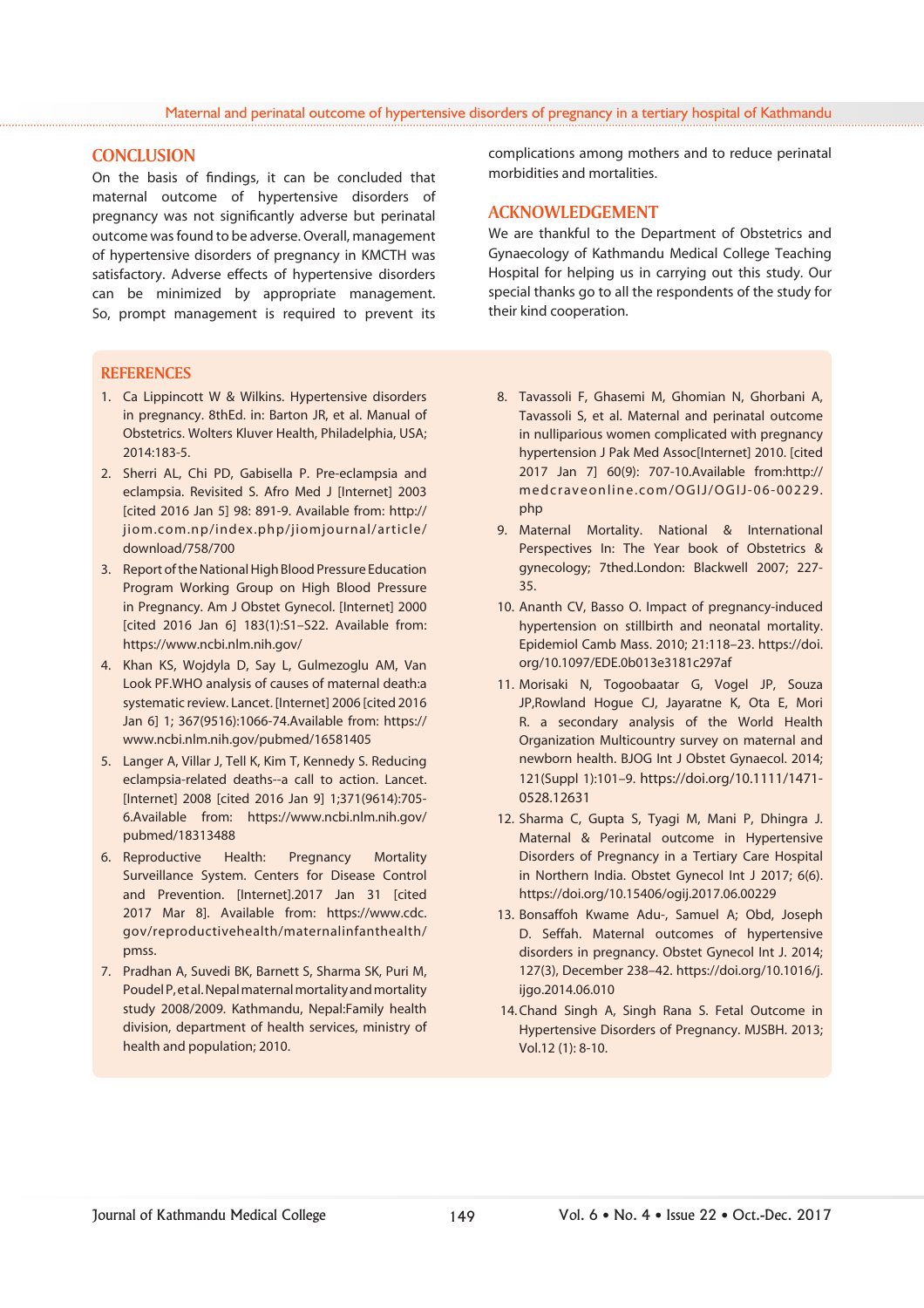## CONCLUSION

On the basis of findings, it can be concluded that maternal outcome of hypertensive disorders of pregnancy was not significantly adverse but perinatal outcome was found to be adverse. Overall, management of hypertensive disorders of pregnancy in KMCTH was satisfactory. Adverse effects of hypertensive disorders can be minimized by appropriate management. So, prompt management is required to prevent its complications among mothers and to reduce perinatal morbidities and mortalities.

## ACKNOWLEDGEMENT

We are thankful to the Department of Obstetrics and Gynaecology of Kathmandu Medical College Teaching Hospital for helping us in carrying out this study. Our special thanks go to all the respondents of the study for their kind cooperation.

## REFERENCES

1. Ca Lippincott W & Wilkins. Hypertensive disorders in pregnancy. 8thEd. in: Barton JR, et al. Manual of Obstetrics. Wolters Kluver Health, Philadelphia, USA; 2014:183-5.
2. Sherri AL, Chi PD, Gabisella P. Pre-eclampsia and eclampsia. Revisited S. Afro Med J [Internet] 2003 [cited 2016 Jan 5] 98: 891-9. Available from: http://jiom.com.np/index.php/jiomjournal/article/download/758/700
3. Report of the National High Blood Pressure Education Program Working Group on High Blood Pressure in Pregnancy. Am J Obstet Gynecol. [Internet] 2000 [cited 2016 Jan 6] 183(1):S1–S22. Available from: https://www.ncbi.nlm.nih.gov/
4. Khan KS, Wojdyla D, Say L, Gulmezoglu AM, Van Look PF.WHO analysis of causes of maternal death:a systematic review. Lancet. [Internet] 2006 [cited 2016 Jan 6] 1; 367(9516):1066-74.Available from: https://www.ncbi.nlm.nih.gov/pubmed/16581405
5. Langer A, Villar J, Tell K, Kim T, Kennedy S. Reducing eclampsia-related deaths--a call to action. Lancet. [Internet] 2008 [cited 2016 Jan 9] 1;371(9614):705-6.Available from: https://www.ncbi.nlm.nih.gov/pubmed/18313488
6. Reproductive Health: Pregnancy Mortality Surveillance System. Centers for Disease Control and Prevention. [Internet].2017 Jan 31 [cited 2017 Mar 8]. Available from: https://www.cdc.gov/reproductivehealth/maternalinfanthealth/pmss.
7. Pradhan A, Suvedi BK, Barnett S, Sharma SK, Puri M, Poudel P, et al. Nepal maternal mortality and mortality study 2008/2009. Kathmandu, Nepal:Family health division, department of health services, ministry of health and population; 2010.
8. Tavassoli F, Ghasemi M, Ghomian N, Ghorbani A, Tavassoli S, et al. Maternal and perinatal outcome in nulliparious women complicated with pregnancy hypertension J Pak Med Assoc[Internet] 2010. [cited 2017 Jan 7] 60(9): 707-10.Available from:http://medcraveonline.com/OGIJ/OGIJ-06-00229.php
9. Maternal Mortality. National & International Perspectives In: The Year book of Obstetrics & gynecology; 7thed.London: Blackwell 2007; 227-35.
10. Ananth CV, Basso O. Impact of pregnancy-induced hypertension on stillbirth and neonatal mortality. Epidemiol Camb Mass. 2010; 21:118–23. https://doi.org/10.1097/EDE.0b013e3181c297af
11. Morisaki N, Togoobaatar G, Vogel JP, Souza JP,Rowland Hogue CJ, Jayaratne K, Ota E, Mori R. a secondary analysis of the World Health Organization Multicountry survey on maternal and newborn health. BJOG Int J Obstet Gynaecol. 2014; 121(Suppl 1):101–9. https://doi.org/10.1111/1471-0528.12631
12. Sharma C, Gupta S, Tyagi M, Mani P, Dhingra J. Maternal & Perinatal outcome in Hypertensive Disorders of Pregnancy in a Tertiary Care Hospital in Northern India. Obstet Gynecol Int J 2017; 6(6). https://doi.org/10.15406/ogij.2017.06.00229
13. Bonsaffoh Kwame Adu-, Samuel A; Obd, Joseph D. Seffah. Maternal outcomes of hypertensive disorders in pregnancy. Obstet Gynecol Int J. 2014; 127(3), December 238–42. https://doi.org/10.1016/j.ijgo.2014.06.010
14. Chand Singh A, Singh Rana S. Fetal Outcome in Hypertensive Disorders of Pregnancy. MJSBH. 2013; Vol.12 (1): 8-10.